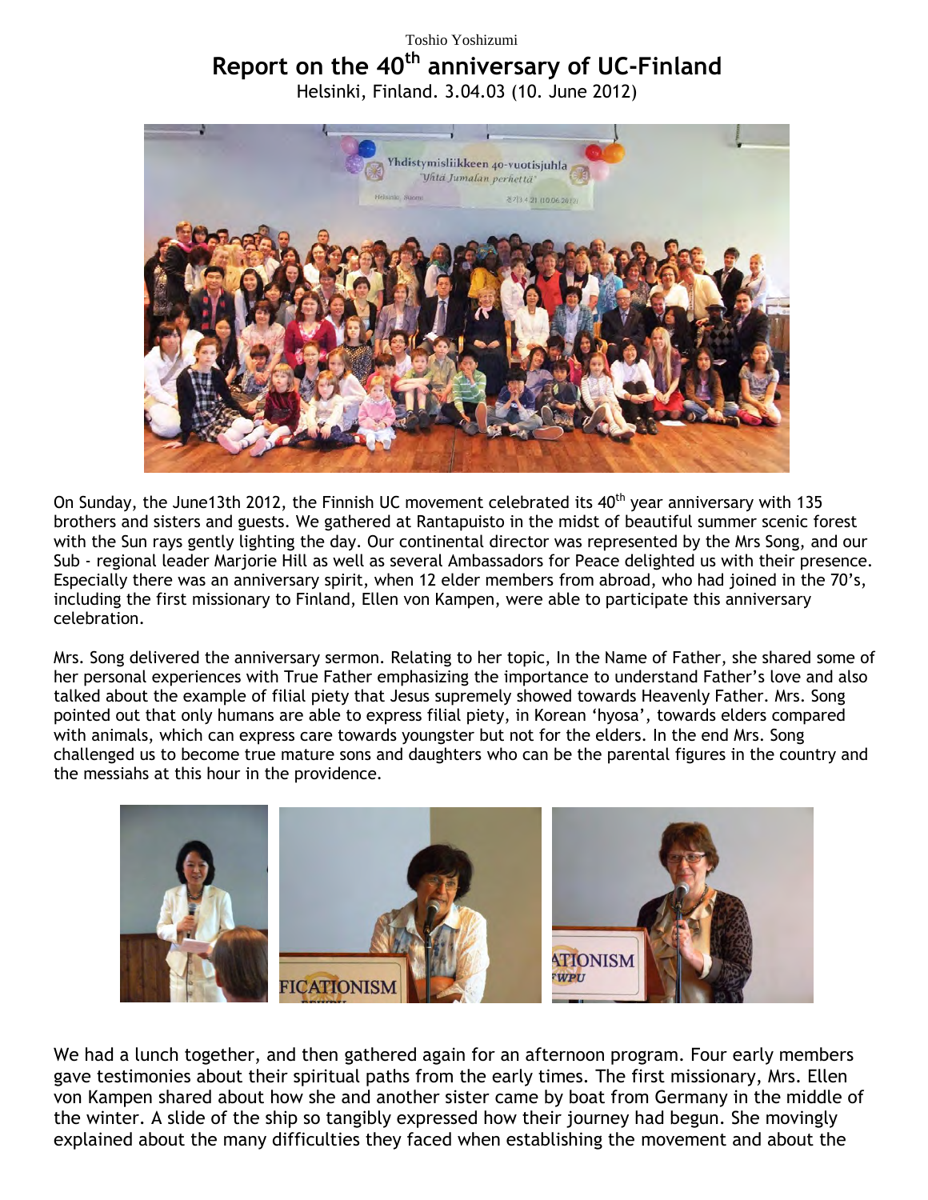Toshio Yoshizumi

# Report on the 40th anniversary of UC-Finland

Helsinki, Finland. 3.04.03 (10. June 2012)

On Sunday, the June13th 2012, the Finnish UC movement celebrated its 40th year anniversary with 135 brothers and sisters and guests. We gathered at Rantapuisto in the midst of beautiful summer scenic forest with the Sun rays gently lighting the day. Our continental director was represented by the Mrs Song, and our Sub - regional leader Marjorie Hill as well as several Ambassadors for Peace delighted us with their presence. Especially there was an anniversary spirit, when 12 elder members from abroad, who had joined in the 70's, including the first missionary to Finland, Ellen von Kampen, were able to participate this anniversary celebration.

Mrs. Song delivered the anniversary sermon. Relating to her topic, In the Name of Father, she shared some of her personal experiences with True Father emphasizing the importance to understand Father's love and also talked about the example of filial piety that Jesus supremely showed towards Heavenly Father. Mrs. Song pointed out that only humans are able to express filial piety, in Korean 'hyosa', towards elders compared with animals, which can express care towards youngster but not for the elders. In the end Mrs. Song challenged us to become true mature sons and daughters who can be the parental figures in the country and the messiahs at this hour in the providence.

We had a lunch together, and then gathered again for an afternoon program. Four early members gave testimonies about their spiritual paths from the early times. The first missionary, Mrs. Ellen von Kampen shared about how she and another sister came by boat from Germany in the middle of the winter. A slide of the ship so tangibly expressed how their journey had begun. She movingly explained about the many difficulties they faced when establishing the movement and about the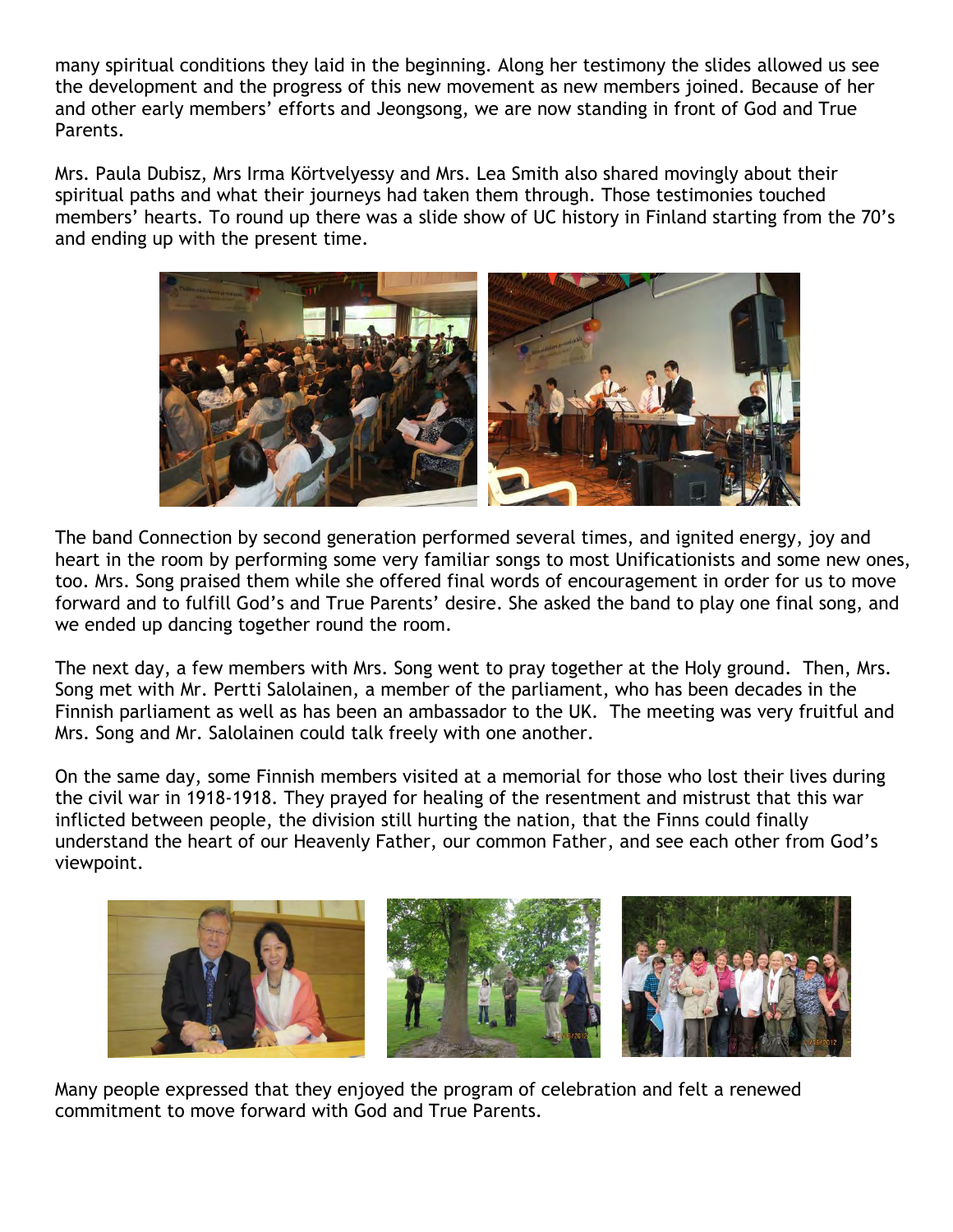many spiritual conditions they laid in the beginning. Along her testimony the slides allowed us see the development and the progress of this new movement as new members joined. Because of her and other early members' efforts and Jeongsong, we are now standing in front of God and True Parents.

Mrs. Paula Dubisz, Mrs Irma Körtvelyessy and Mrs. Lea Smith also shared movingly about their spiritual paths and what their journeys had taken them through. Those testimonies touched members' hearts. To round up there was a slide show of UC history in Finland starting from the 70's and ending up with the present time.

The band Connection by second generation performed several times, and ignited energy, joy and heart in the room by performing some very familiar songs to most Unificationists and some new ones, too. Mrs. Song praised them while she offered final words of encouragement in order for us to move forward and to fulfill God's and True Parents' desire. She asked the band to play one final song, and we ended up dancing together round the room.

The next day, a few members with Mrs. Song went to pray together at the Holy ground. Then, Mrs. Song met with Mr. Pertti Salolainen, a member of the parliament, who has been decades in the Finnish parliament as well as has been an ambassador to the UK. The meeting was very fruitful and Mrs. Song and Mr. Salolainen could talk freely with one another.

On the same day, some Finnish members visited at a memorial for those who lost their lives during the civil war in 1918-1918. They prayed for healing of the resentment and mistrust that this war inflicted between people, the division still hurting the nation, that the Finns could finally understand the heart of our Heavenly Father, our common Father, and see each other from God's viewpoint.

Many people expressed that they enjoyed the program of celebration and felt a renewed commitment to move forward with God and True Parents.